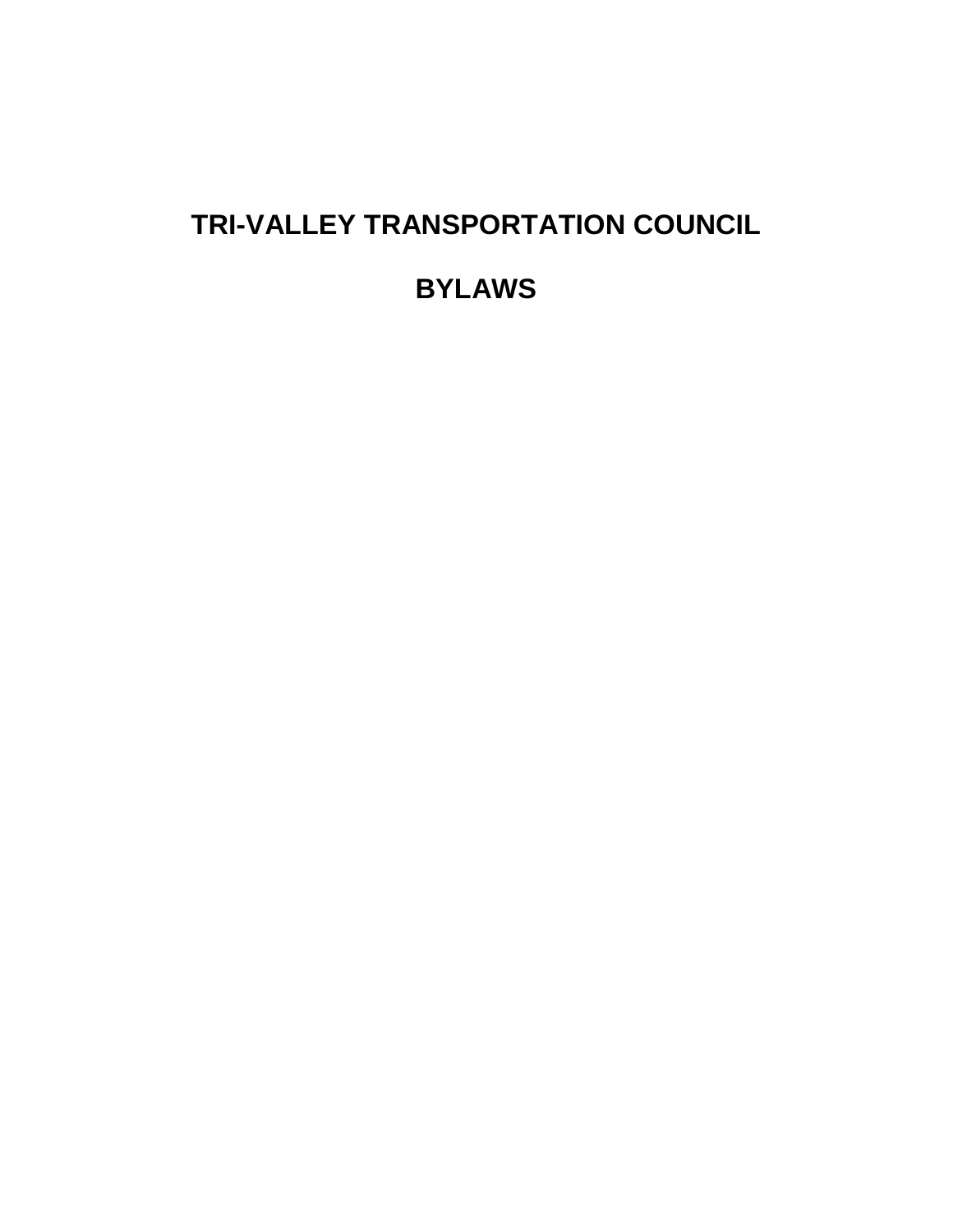# TRI-VALLEY TRANSPORTATION COUNCIL

# BYLAWS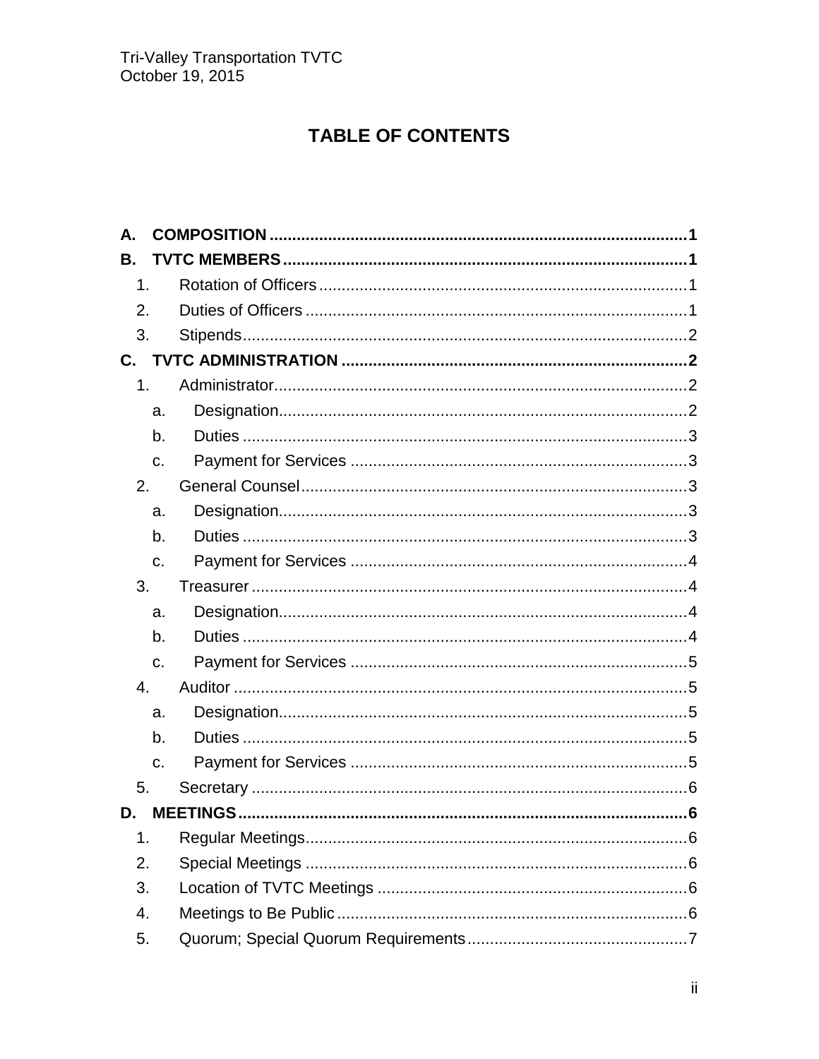Tri-Valley Transportation TVTC
October 19, 2015

# TABLE OF CONTENTS

**A. COMPOSITION** .......... **1**

**B. TVTC MEMBERS** .......... **1**

- 1. Rotation of Officers .......... 1
- 2. Duties of Officers .......... 1
- 3. Stipends .......... 2

**C. TVTC ADMINISTRATION** .......... **2**

- 1. Administrator .......... 2
  - a. Designation .......... 2
  - b. Duties .......... 3
  - c. Payment for Services .......... 3
- 2. General Counsel .......... 3
  - a. Designation .......... 3
  - b. Duties .......... 3
  - c. Payment for Services .......... 4
- 3. Treasurer .......... 4
  - a. Designation .......... 4
  - b. Duties .......... 4
  - c. Payment for Services .......... 5
- 4. Auditor .......... 5
  - a. Designation .......... 5
  - b. Duties .......... 5
  - c. Payment for Services .......... 5
- 5. Secretary .......... 6

**D. MEETINGS** .......... **6**

- 1. Regular Meetings .......... 6
- 2. Special Meetings .......... 6
- 3. Location of TVTC Meetings .......... 6
- 4. Meetings to Be Public .......... 6
- 5. Quorum; Special Quorum Requirements .......... 7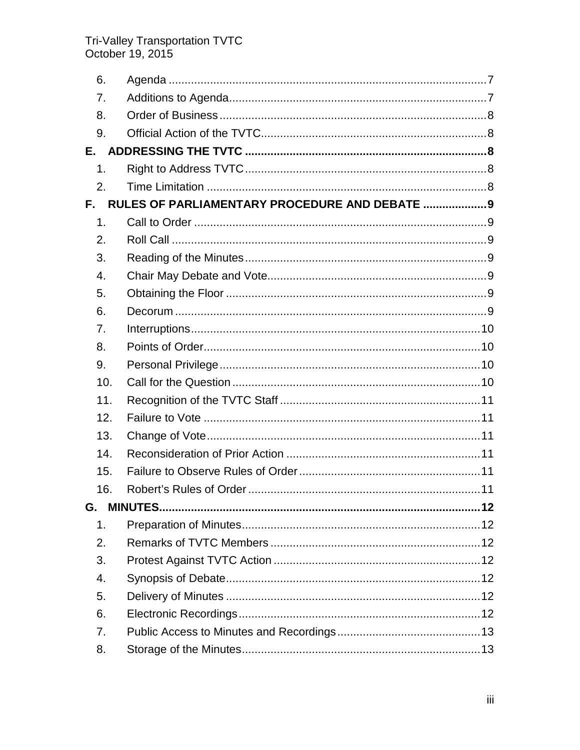6. Agenda ....................................................................................................7
7. Additions to Agenda................................................................................7
8. Order of Business....................................................................................8
9. Official Action of the TVTC......................................................................8

**E. ADDRESSING THE TVTC ............................................................................8**

1. Right to Address TVTC............................................................................8
2. Time Limitation ........................................................................................8

**F. RULES OF PARLIAMENTARY PROCEDURE AND DEBATE ....................9**

1. Call to Order ............................................................................................9
2. Roll Call ...................................................................................................9
3. Reading of the Minutes............................................................................9
4. Chair May Debate and Vote.....................................................................9
5. Obtaining the Floor ..................................................................................9
6. Decorum ..................................................................................................9
7. Interruptions...........................................................................................10
8. Points of Order.......................................................................................10
9. Personal Privilege ..................................................................................10
10. Call for the Question ..............................................................................10
11. Recognition of the TVTC Staff ...............................................................11
12. Failure to Vote .......................................................................................11
13. Change of Vote......................................................................................11
14. Reconsideration of Prior Action .............................................................11
15. Failure to Observe Rules of Order .........................................................11
16. Robert's Rules of Order .........................................................................11

**G. MINUTES.....................................................................................................12**

1. Preparation of Minutes...........................................................................12
2. Remarks of TVTC Members ..................................................................12
3. Protest Against TVTC Action .................................................................12
4. Synopsis of Debate................................................................................12
5. Delivery of Minutes ................................................................................12
6. Electronic Recordings............................................................................12
7. Public Access to Minutes and Recordings.............................................13
8. Storage of the Minutes...........................................................................13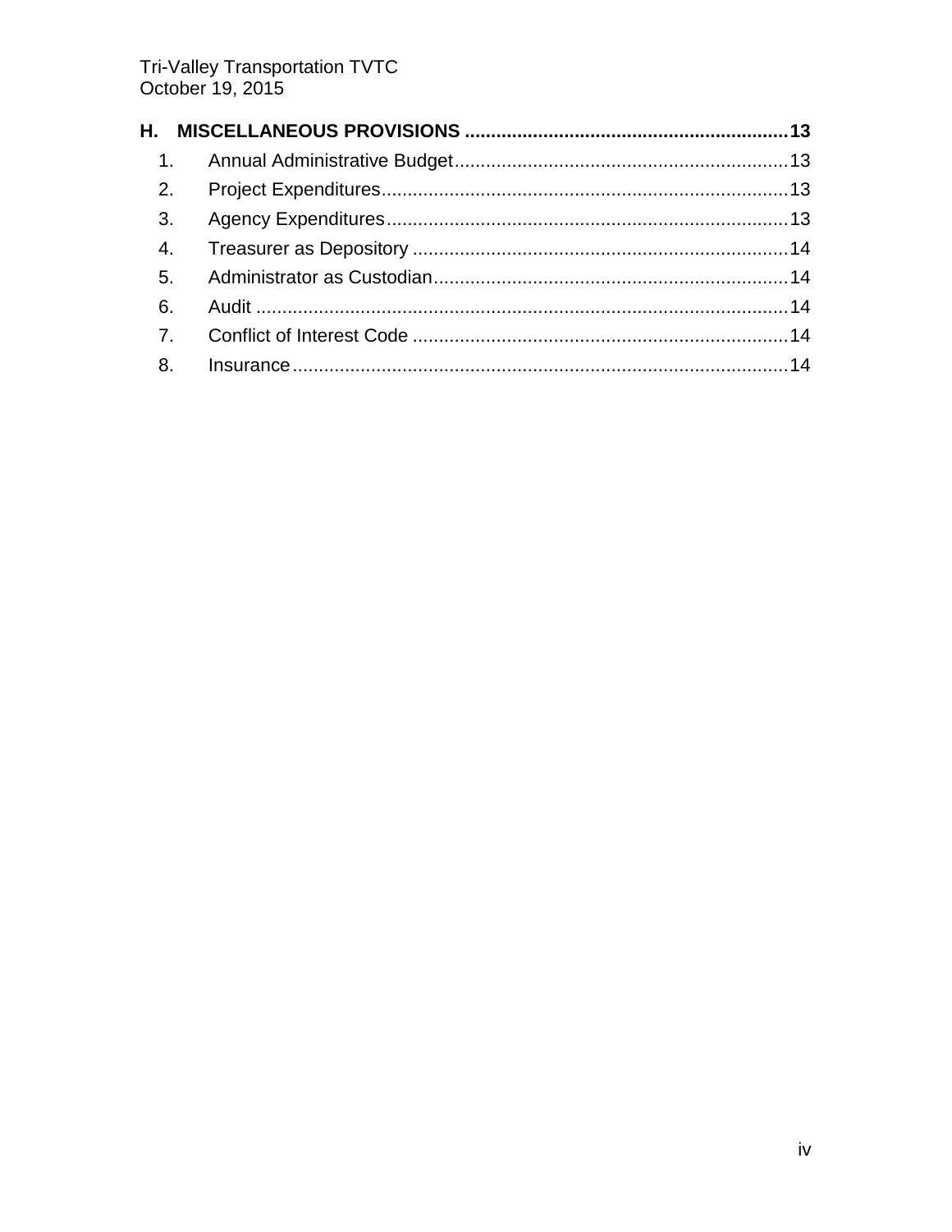**H. MISCELLANEOUS PROVISIONS ............................................................. 13**

1. Annual Administrative Budget ............................................................. 13
2. Project Expenditures ............................................................................. 13
3. Agency Expenditures ............................................................................ 13
4. Treasurer as Depository ........................................................................ 14
5. Administrator as Custodian .................................................................... 14
6. Audit ...................................................................................................... 14
7. Conflict of Interest Code ........................................................................ 14
8. Insurance ............................................................................................... 14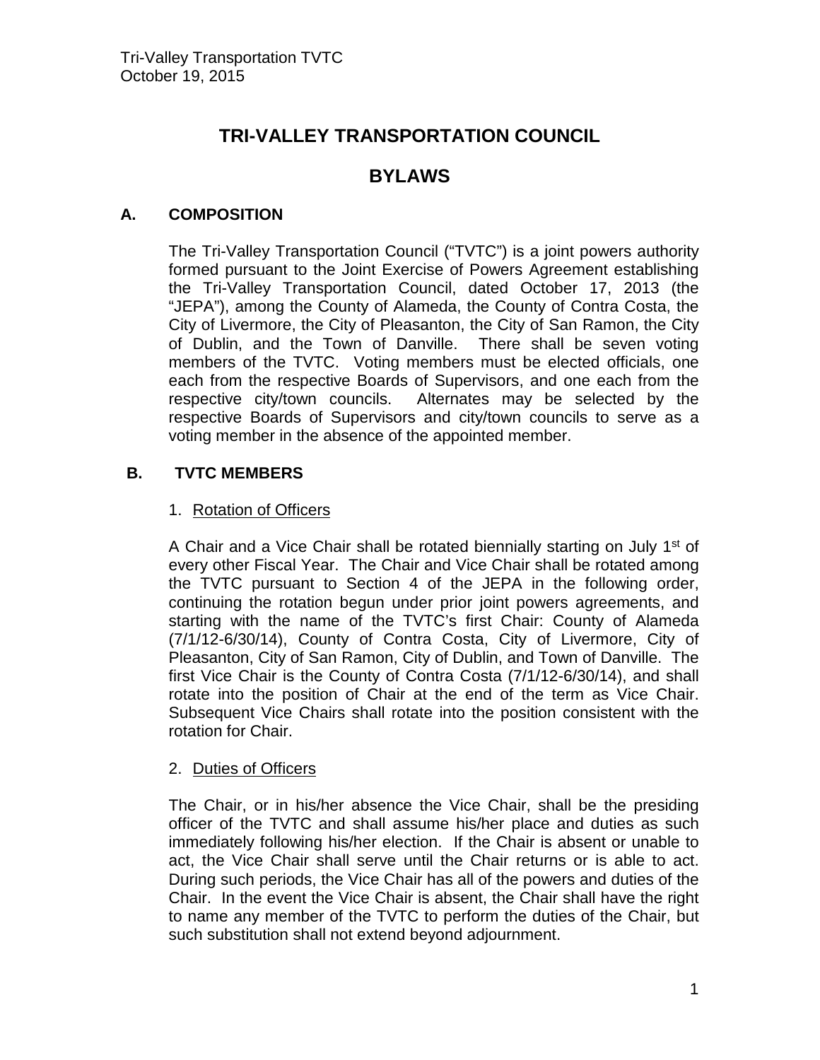# TRI-VALLEY TRANSPORTATION COUNCIL

# BYLAWS

## A. COMPOSITION

The Tri-Valley Transportation Council ("TVTC") is a joint powers authority formed pursuant to the Joint Exercise of Powers Agreement establishing the Tri-Valley Transportation Council, dated October 17, 2013 (the "JEPA"), among the County of Alameda, the County of Contra Costa, the City of Livermore, the City of Pleasanton, the City of San Ramon, the City of Dublin, and the Town of Danville. There shall be seven voting members of the TVTC. Voting members must be elected officials, one each from the respective Boards of Supervisors, and one each from the respective city/town councils. Alternates may be selected by the respective Boards of Supervisors and city/town councils to serve as a voting member in the absence of the appointed member.

## B. TVTC MEMBERS

### 1. Rotation of Officers

A Chair and a Vice Chair shall be rotated biennially starting on July 1st of every other Fiscal Year. The Chair and Vice Chair shall be rotated among the TVTC pursuant to Section 4 of the JEPA in the following order, continuing the rotation begun under prior joint powers agreements, and starting with the name of the TVTC's first Chair: County of Alameda (7/1/12-6/30/14), County of Contra Costa, City of Livermore, City of Pleasanton, City of San Ramon, City of Dublin, and Town of Danville. The first Vice Chair is the County of Contra Costa (7/1/12-6/30/14), and shall rotate into the position of Chair at the end of the term as Vice Chair. Subsequent Vice Chairs shall rotate into the position consistent with the rotation for Chair.

### 2. Duties of Officers

The Chair, or in his/her absence the Vice Chair, shall be the presiding officer of the TVTC and shall assume his/her place and duties as such immediately following his/her election. If the Chair is absent or unable to act, the Vice Chair shall serve until the Chair returns or is able to act. During such periods, the Vice Chair has all of the powers and duties of the Chair. In the event the Vice Chair is absent, the Chair shall have the right to name any member of the TVTC to perform the duties of the Chair, but such substitution shall not extend beyond adjournment.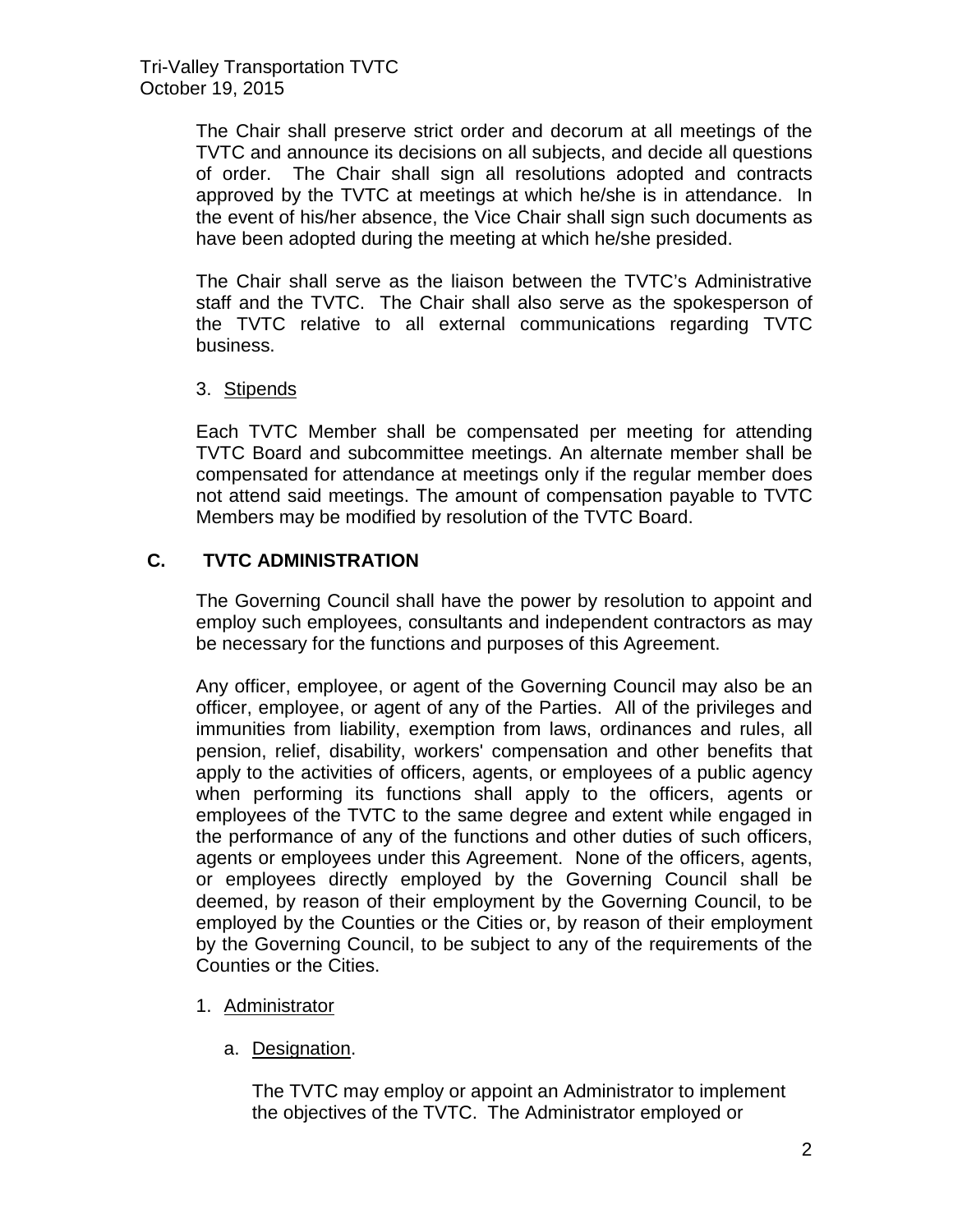The Chair shall preserve strict order and decorum at all meetings of the TVTC and announce its decisions on all subjects, and decide all questions of order. The Chair shall sign all resolutions adopted and contracts approved by the TVTC at meetings at which he/she is in attendance. In the event of his/her absence, the Vice Chair shall sign such documents as have been adopted during the meeting at which he/she presided.

The Chair shall serve as the liaison between the TVTC's Administrative staff and the TVTC. The Chair shall also serve as the spokesperson of the TVTC relative to all external communications regarding TVTC business.

3. Stipends

Each TVTC Member shall be compensated per meeting for attending TVTC Board and subcommittee meetings. An alternate member shall be compensated for attendance at meetings only if the regular member does not attend said meetings. The amount of compensation payable to TVTC Members may be modified by resolution of the TVTC Board.

## C. TVTC ADMINISTRATION

The Governing Council shall have the power by resolution to appoint and employ such employees, consultants and independent contractors as may be necessary for the functions and purposes of this Agreement.

Any officer, employee, or agent of the Governing Council may also be an officer, employee, or agent of any of the Parties. All of the privileges and immunities from liability, exemption from laws, ordinances and rules, all pension, relief, disability, workers' compensation and other benefits that apply to the activities of officers, agents, or employees of a public agency when performing its functions shall apply to the officers, agents or employees of the TVTC to the same degree and extent while engaged in the performance of any of the functions and other duties of such officers, agents or employees under this Agreement. None of the officers, agents, or employees directly employed by the Governing Council shall be deemed, by reason of their employment by the Governing Council, to be employed by the Counties or the Cities or, by reason of their employment by the Governing Council, to be subject to any of the requirements of the Counties or the Cities.

1. Administrator

   a. Designation.

      The TVTC may employ or appoint an Administrator to implement the objectives of the TVTC. The Administrator employed or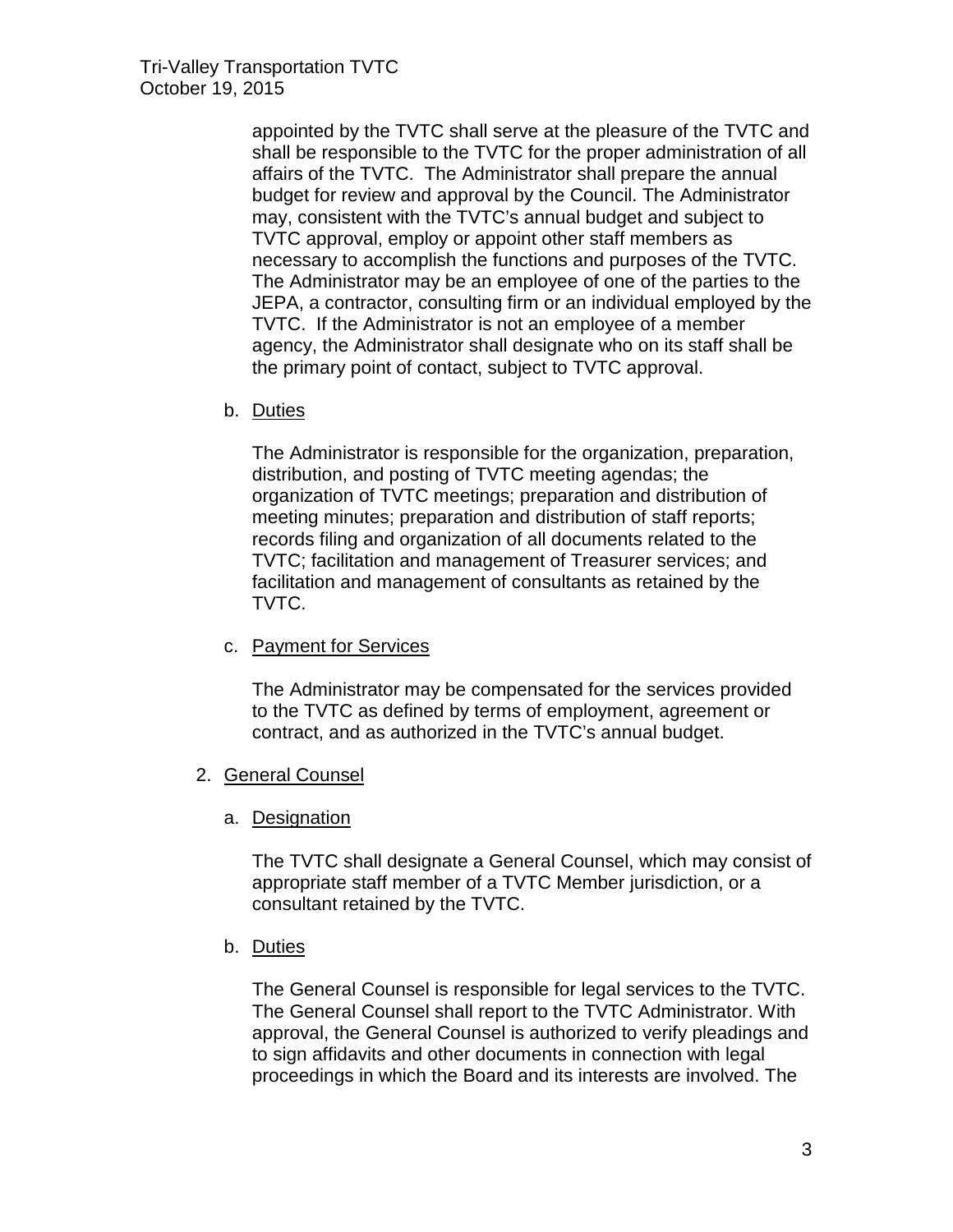appointed by the TVTC shall serve at the pleasure of the TVTC and shall be responsible to the TVTC for the proper administration of all affairs of the TVTC. The Administrator shall prepare the annual budget for review and approval by the Council. The Administrator may, consistent with the TVTC's annual budget and subject to TVTC approval, employ or appoint other staff members as necessary to accomplish the functions and purposes of the TVTC. The Administrator may be an employee of one of the parties to the JEPA, a contractor, consulting firm or an individual employed by the TVTC. If the Administrator is not an employee of a member agency, the Administrator shall designate who on its staff shall be the primary point of contact, subject to TVTC approval.

b. <u>Duties</u>

The Administrator is responsible for the organization, preparation, distribution, and posting of TVTC meeting agendas; the organization of TVTC meetings; preparation and distribution of meeting minutes; preparation and distribution of staff reports; records filing and organization of all documents related to the TVTC; facilitation and management of Treasurer services; and facilitation and management of consultants as retained by the TVTC.

c. <u>Payment for Services</u>

The Administrator may be compensated for the services provided to the TVTC as defined by terms of employment, agreement or contract, and as authorized in the TVTC's annual budget.

2. <u>General Counsel</u>

a. <u>Designation</u>

The TVTC shall designate a General Counsel, which may consist of appropriate staff member of a TVTC Member jurisdiction, or a consultant retained by the TVTC.

b. <u>Duties</u>

The General Counsel is responsible for legal services to the TVTC. The General Counsel shall report to the TVTC Administrator. With approval, the General Counsel is authorized to verify pleadings and to sign affidavits and other documents in connection with legal proceedings in which the Board and its interests are involved. The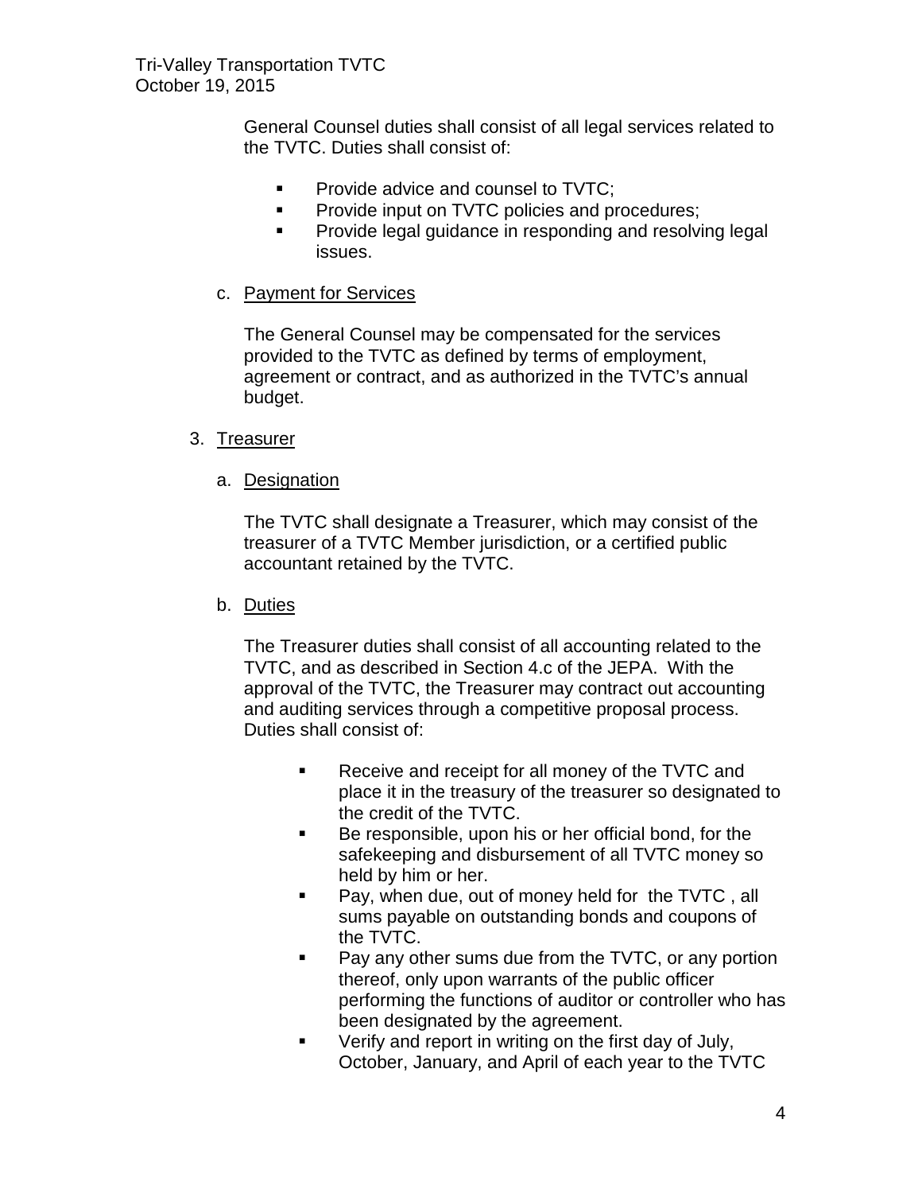General Counsel duties shall consist of all legal services related to the TVTC. Duties shall consist of:

- Provide advice and counsel to TVTC;
- Provide input on TVTC policies and procedures;
- Provide legal guidance in responding and resolving legal issues.

c. Payment for Services

The General Counsel may be compensated for the services provided to the TVTC as defined by terms of employment, agreement or contract, and as authorized in the TVTC's annual budget.

3. Treasurer

a. Designation

The TVTC shall designate a Treasurer, which may consist of the treasurer of a TVTC Member jurisdiction, or a certified public accountant retained by the TVTC.

b. Duties

The Treasurer duties shall consist of all accounting related to the TVTC, and as described in Section 4.c of the JEPA. With the approval of the TVTC, the Treasurer may contract out accounting and auditing services through a competitive proposal process. Duties shall consist of:

- Receive and receipt for all money of the TVTC and place it in the treasury of the treasurer so designated to the credit of the TVTC.
- Be responsible, upon his or her official bond, for the safekeeping and disbursement of all TVTC money so held by him or her.
- Pay, when due, out of money held for the TVTC , all sums payable on outstanding bonds and coupons of the TVTC.
- Pay any other sums due from the TVTC, or any portion thereof, only upon warrants of the public officer performing the functions of auditor or controller who has been designated by the agreement.
- Verify and report in writing on the first day of July, October, January, and April of each year to the TVTC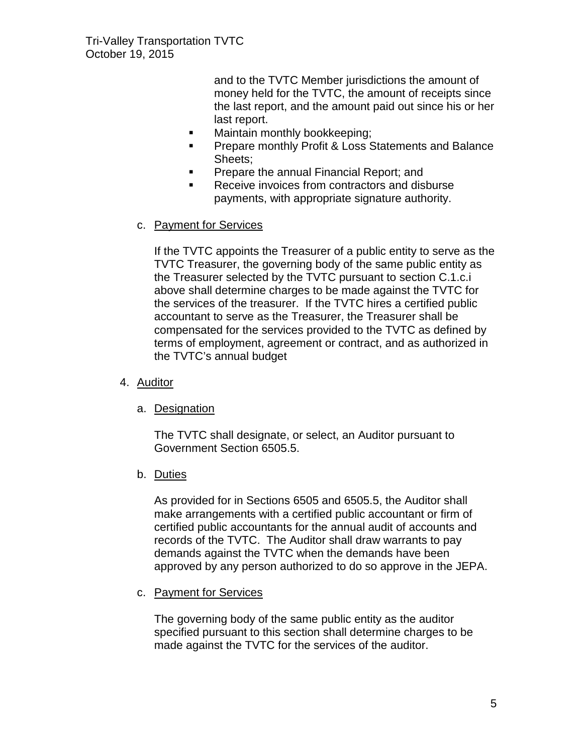and to the TVTC Member jurisdictions the amount of money held for the TVTC, the amount of receipts since the last report, and the amount paid out since his or her last report.

- Maintain monthly bookkeeping;
- Prepare monthly Profit & Loss Statements and Balance Sheets;
- Prepare the annual Financial Report; and
- Receive invoices from contractors and disburse payments, with appropriate signature authority.

c. Payment for Services

If the TVTC appoints the Treasurer of a public entity to serve as the TVTC Treasurer, the governing body of the same public entity as the Treasurer selected by the TVTC pursuant to section C.1.c.i above shall determine charges to be made against the TVTC for the services of the treasurer. If the TVTC hires a certified public accountant to serve as the Treasurer, the Treasurer shall be compensated for the services provided to the TVTC as defined by terms of employment, agreement or contract, and as authorized in the TVTC's annual budget

4. Auditor

a. Designation

The TVTC shall designate, or select, an Auditor pursuant to Government Section 6505.5.

b. Duties

As provided for in Sections 6505 and 6505.5, the Auditor shall make arrangements with a certified public accountant or firm of certified public accountants for the annual audit of accounts and records of the TVTC. The Auditor shall draw warrants to pay demands against the TVTC when the demands have been approved by any person authorized to do so approve in the JEPA.

c. Payment for Services

The governing body of the same public entity as the auditor specified pursuant to this section shall determine charges to be made against the TVTC for the services of the auditor.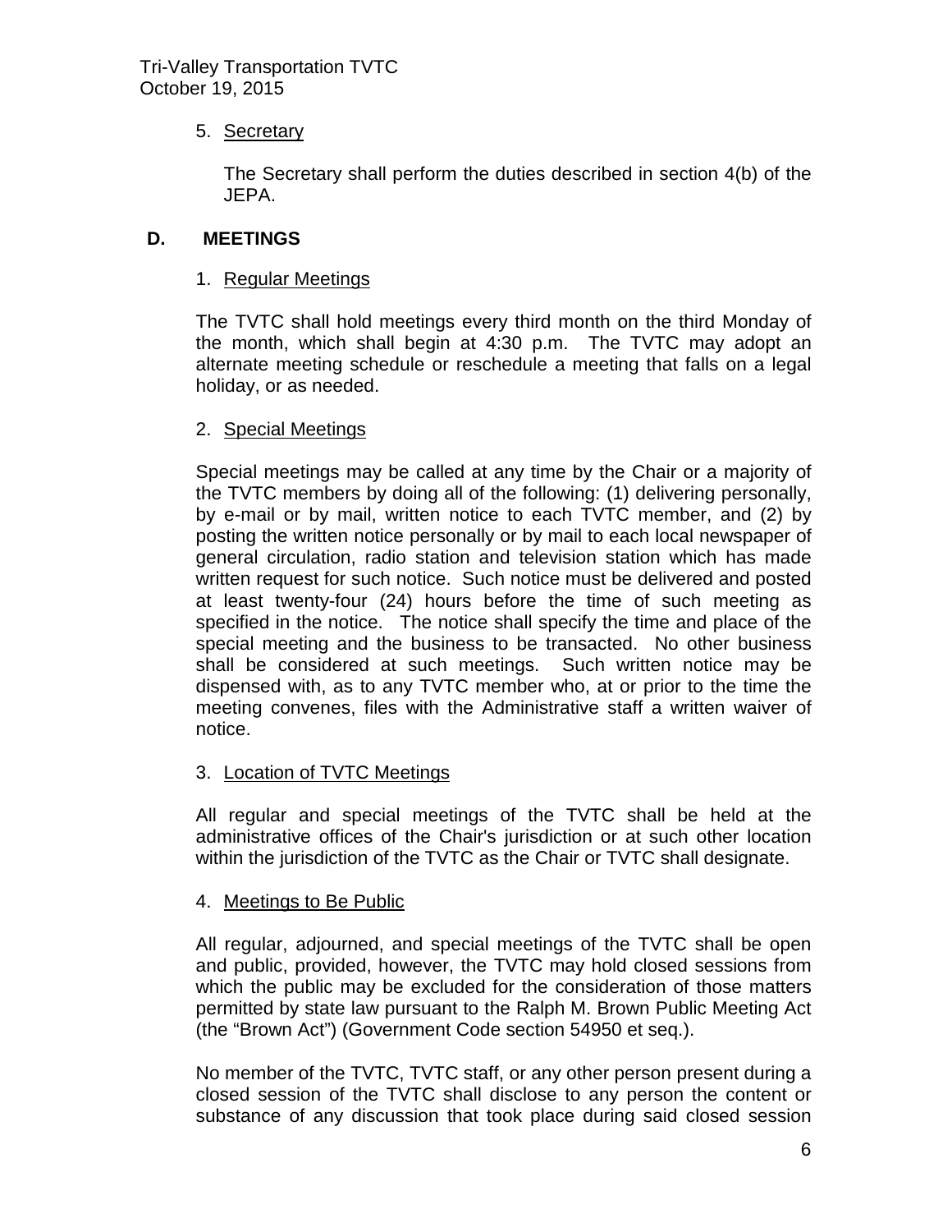5. Secretary

   The Secretary shall perform the duties described in section 4(b) of the JEPA.

## D. MEETINGS

1. Regular Meetings

The TVTC shall hold meetings every third month on the third Monday of the month, which shall begin at 4:30 p.m. The TVTC may adopt an alternate meeting schedule or reschedule a meeting that falls on a legal holiday, or as needed.

2. Special Meetings

Special meetings may be called at any time by the Chair or a majority of the TVTC members by doing all of the following: (1) delivering personally, by e-mail or by mail, written notice to each TVTC member, and (2) by posting the written notice personally or by mail to each local newspaper of general circulation, radio station and television station which has made written request for such notice. Such notice must be delivered and posted at least twenty-four (24) hours before the time of such meeting as specified in the notice. The notice shall specify the time and place of the special meeting and the business to be transacted. No other business shall be considered at such meetings. Such written notice may be dispensed with, as to any TVTC member who, at or prior to the time the meeting convenes, files with the Administrative staff a written waiver of notice.

3. Location of TVTC Meetings

All regular and special meetings of the TVTC shall be held at the administrative offices of the Chair's jurisdiction or at such other location within the jurisdiction of the TVTC as the Chair or TVTC shall designate.

4. Meetings to Be Public

All regular, adjourned, and special meetings of the TVTC shall be open and public, provided, however, the TVTC may hold closed sessions from which the public may be excluded for the consideration of those matters permitted by state law pursuant to the Ralph M. Brown Public Meeting Act (the "Brown Act") (Government Code section 54950 et seq.).

No member of the TVTC, TVTC staff, or any other person present during a closed session of the TVTC shall disclose to any person the content or substance of any discussion that took place during said closed session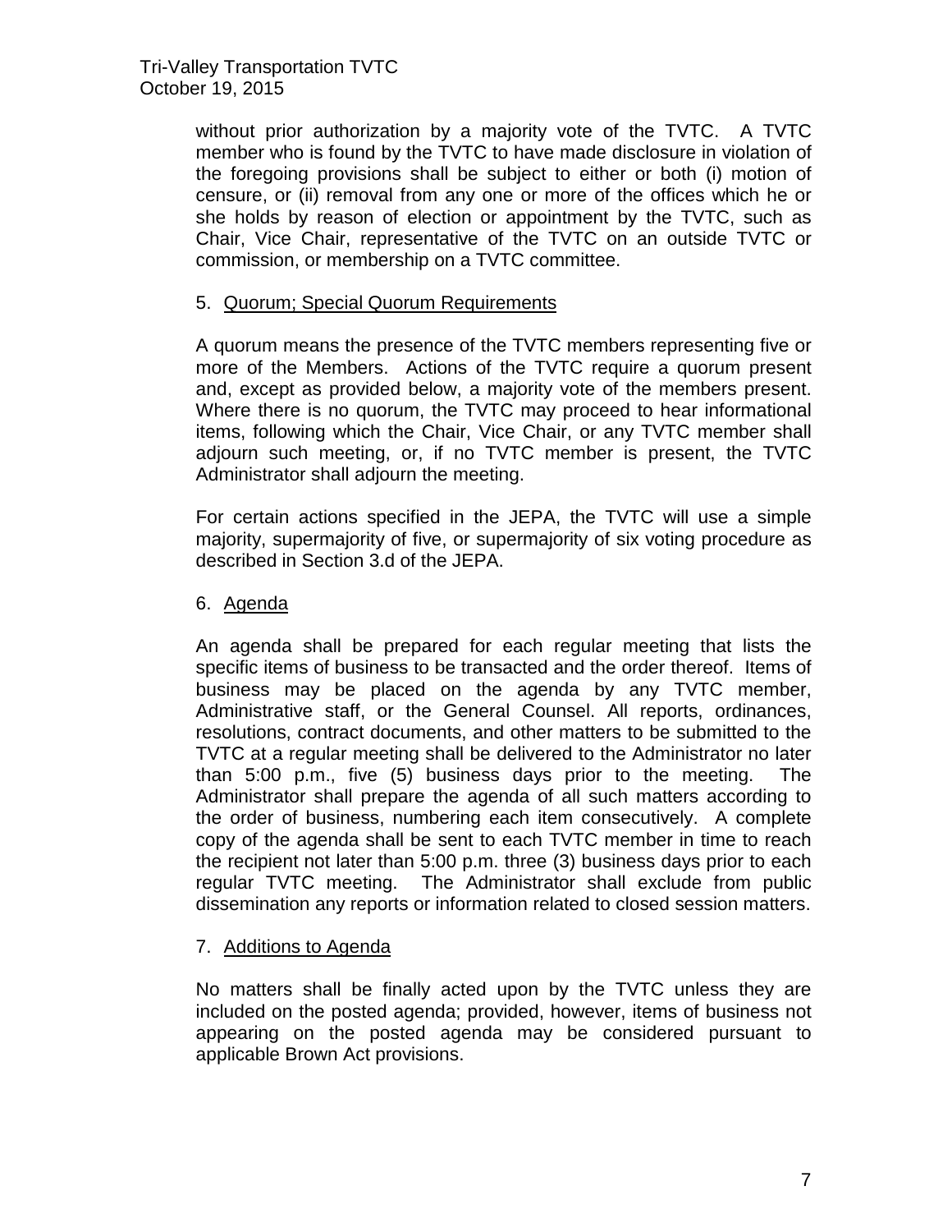without prior authorization by a majority vote of the TVTC. A TVTC member who is found by the TVTC to have made disclosure in violation of the foregoing provisions shall be subject to either or both (i) motion of censure, or (ii) removal from any one or more of the offices which he or she holds by reason of election or appointment by the TVTC, such as Chair, Vice Chair, representative of the TVTC on an outside TVTC or commission, or membership on a TVTC committee.

5. Quorum; Special Quorum Requirements

A quorum means the presence of the TVTC members representing five or more of the Members. Actions of the TVTC require a quorum present and, except as provided below, a majority vote of the members present. Where there is no quorum, the TVTC may proceed to hear informational items, following which the Chair, Vice Chair, or any TVTC member shall adjourn such meeting, or, if no TVTC member is present, the TVTC Administrator shall adjourn the meeting.

For certain actions specified in the JEPA, the TVTC will use a simple majority, supermajority of five, or supermajority of six voting procedure as described in Section 3.d of the JEPA.

6. Agenda

An agenda shall be prepared for each regular meeting that lists the specific items of business to be transacted and the order thereof. Items of business may be placed on the agenda by any TVTC member, Administrative staff, or the General Counsel. All reports, ordinances, resolutions, contract documents, and other matters to be submitted to the TVTC at a regular meeting shall be delivered to the Administrator no later than 5:00 p.m., five (5) business days prior to the meeting. The Administrator shall prepare the agenda of all such matters according to the order of business, numbering each item consecutively. A complete copy of the agenda shall be sent to each TVTC member in time to reach the recipient not later than 5:00 p.m. three (3) business days prior to each regular TVTC meeting. The Administrator shall exclude from public dissemination any reports or information related to closed session matters.

7. Additions to Agenda

No matters shall be finally acted upon by the TVTC unless they are included on the posted agenda; provided, however, items of business not appearing on the posted agenda may be considered pursuant to applicable Brown Act provisions.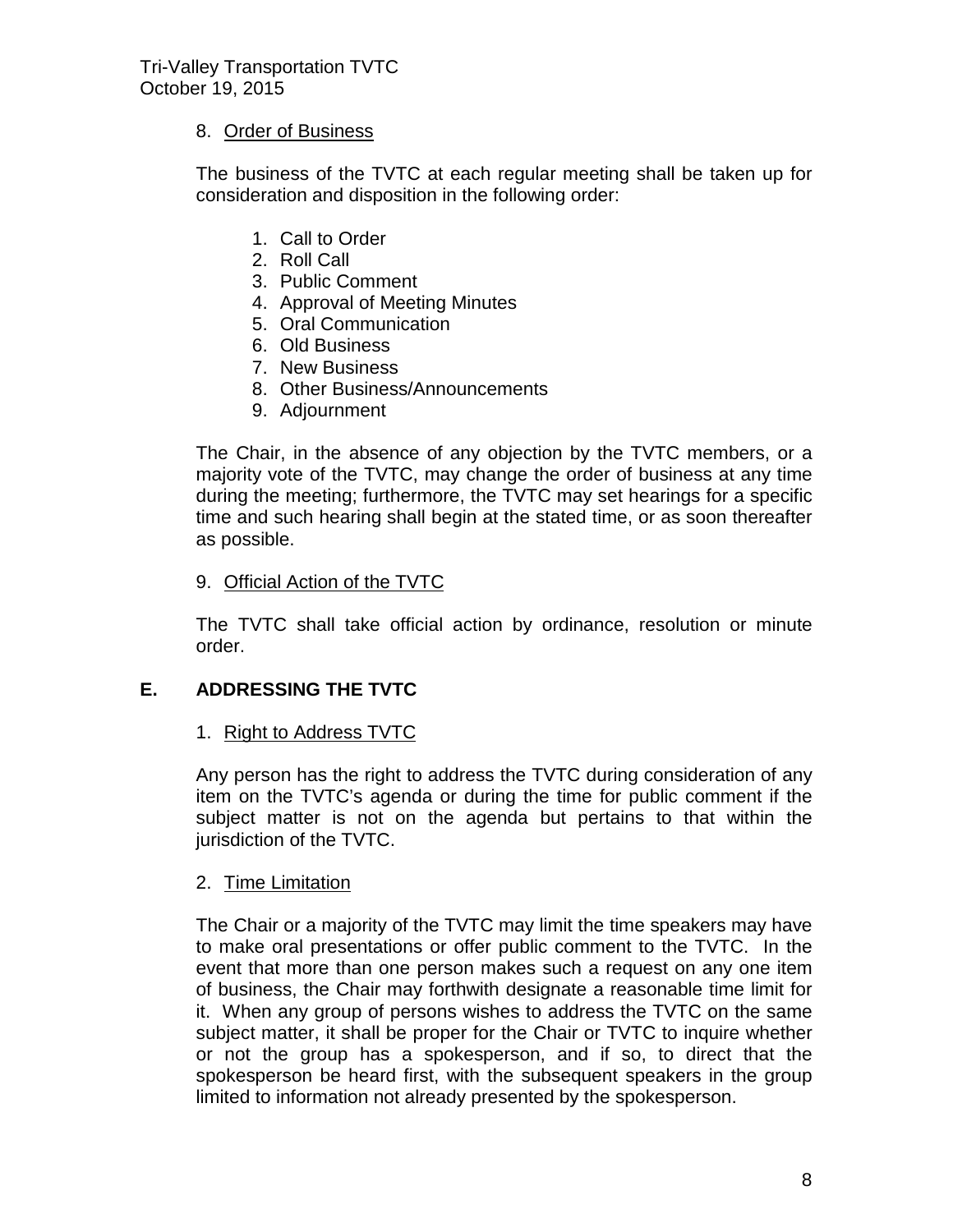8. Order of Business

The business of the TVTC at each regular meeting shall be taken up for consideration and disposition in the following order:

1. Call to Order
2. Roll Call
3. Public Comment
4. Approval of Meeting Minutes
5. Oral Communication
6. Old Business
7. New Business
8. Other Business/Announcements
9. Adjournment

The Chair, in the absence of any objection by the TVTC members, or a majority vote of the TVTC, may change the order of business at any time during the meeting; furthermore, the TVTC may set hearings for a specific time and such hearing shall begin at the stated time, or as soon thereafter as possible.

9. Official Action of the TVTC

The TVTC shall take official action by ordinance, resolution or minute order.

## E. ADDRESSING THE TVTC

1. Right to Address TVTC

Any person has the right to address the TVTC during consideration of any item on the TVTC's agenda or during the time for public comment if the subject matter is not on the agenda but pertains to that within the jurisdiction of the TVTC.

2. Time Limitation

The Chair or a majority of the TVTC may limit the time speakers may have to make oral presentations or offer public comment to the TVTC. In the event that more than one person makes such a request on any one item of business, the Chair may forthwith designate a reasonable time limit for it. When any group of persons wishes to address the TVTC on the same subject matter, it shall be proper for the Chair or TVTC to inquire whether or not the group has a spokesperson, and if so, to direct that the spokesperson be heard first, with the subsequent speakers in the group limited to information not already presented by the spokesperson.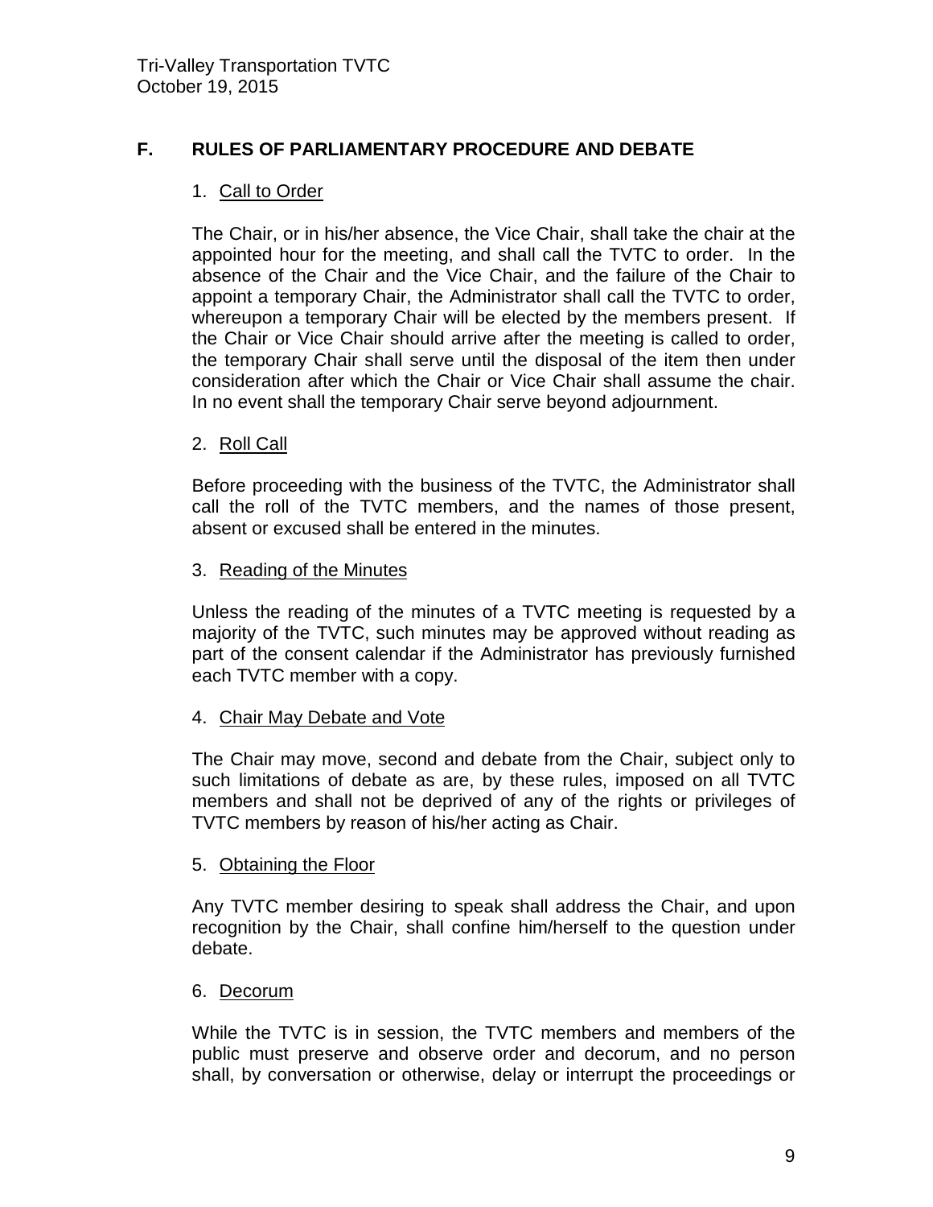## F. RULES OF PARLIAMENTARY PROCEDURE AND DEBATE

1. Call to Order

   The Chair, or in his/her absence, the Vice Chair, shall take the chair at the appointed hour for the meeting, and shall call the TVTC to order. In the absence of the Chair and the Vice Chair, and the failure of the Chair to appoint a temporary Chair, the Administrator shall call the TVTC to order, whereupon a temporary Chair will be elected by the members present. If the Chair or Vice Chair should arrive after the meeting is called to order, the temporary Chair shall serve until the disposal of the item then under consideration after which the Chair or Vice Chair shall assume the chair. In no event shall the temporary Chair serve beyond adjournment.

2. Roll Call

   Before proceeding with the business of the TVTC, the Administrator shall call the roll of the TVTC members, and the names of those present, absent or excused shall be entered in the minutes.

3. Reading of the Minutes

   Unless the reading of the minutes of a TVTC meeting is requested by a majority of the TVTC, such minutes may be approved without reading as part of the consent calendar if the Administrator has previously furnished each TVTC member with a copy.

4. Chair May Debate and Vote

   The Chair may move, second and debate from the Chair, subject only to such limitations of debate as are, by these rules, imposed on all TVTC members and shall not be deprived of any of the rights or privileges of TVTC members by reason of his/her acting as Chair.

5. Obtaining the Floor

   Any TVTC member desiring to speak shall address the Chair, and upon recognition by the Chair, shall confine him/herself to the question under debate.

6. Decorum

   While the TVTC is in session, the TVTC members and members of the public must preserve and observe order and decorum, and no person shall, by conversation or otherwise, delay or interrupt the proceedings or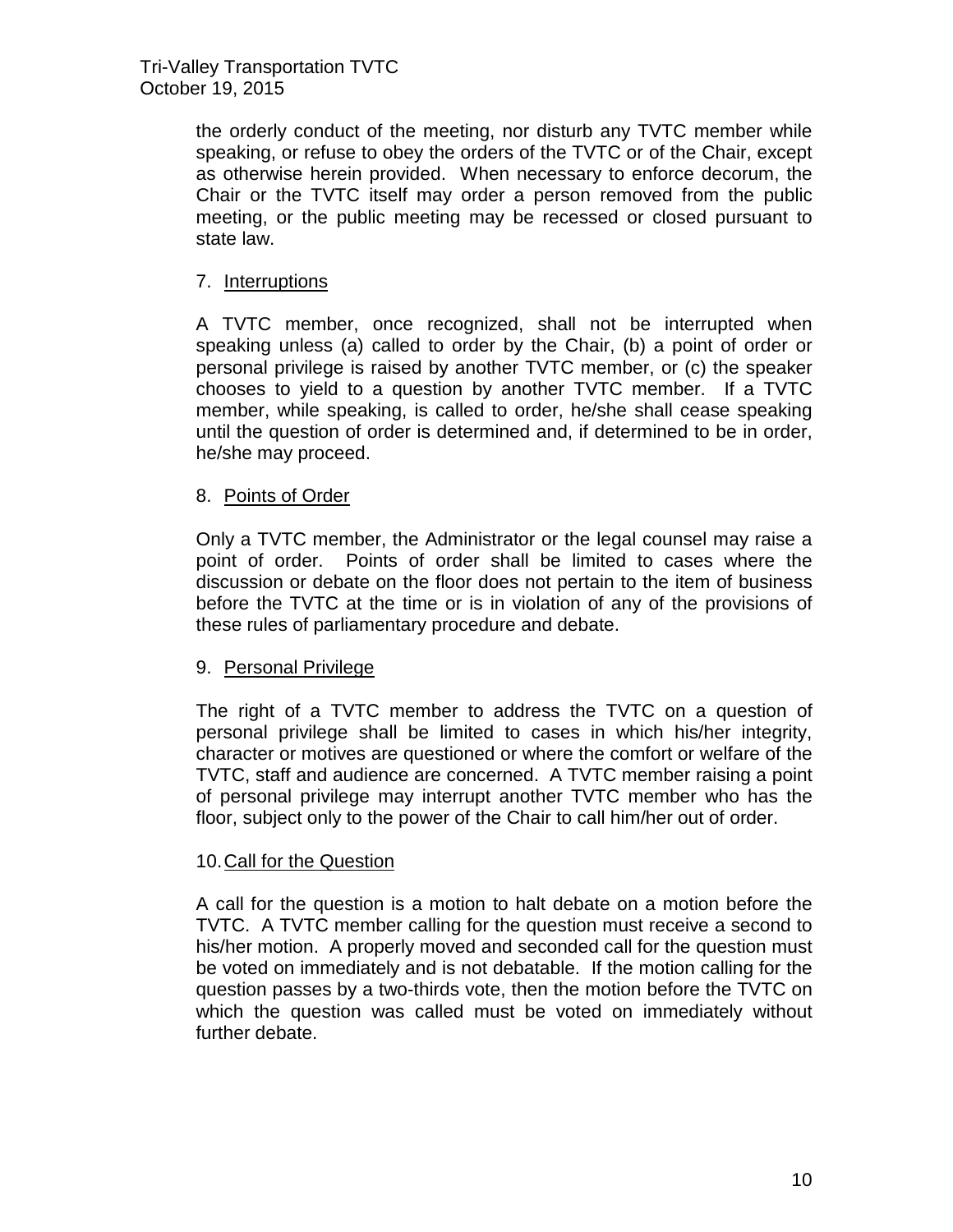the orderly conduct of the meeting, nor disturb any TVTC member while speaking, or refuse to obey the orders of the TVTC or of the Chair, except as otherwise herein provided. When necessary to enforce decorum, the Chair or the TVTC itself may order a person removed from the public meeting, or the public meeting may be recessed or closed pursuant to state law.

7. Interruptions

A TVTC member, once recognized, shall not be interrupted when speaking unless (a) called to order by the Chair, (b) a point of order or personal privilege is raised by another TVTC member, or (c) the speaker chooses to yield to a question by another TVTC member. If a TVTC member, while speaking, is called to order, he/she shall cease speaking until the question of order is determined and, if determined to be in order, he/she may proceed.

8. Points of Order

Only a TVTC member, the Administrator or the legal counsel may raise a point of order. Points of order shall be limited to cases where the discussion or debate on the floor does not pertain to the item of business before the TVTC at the time or is in violation of any of the provisions of these rules of parliamentary procedure and debate.

9. Personal Privilege

The right of a TVTC member to address the TVTC on a question of personal privilege shall be limited to cases in which his/her integrity, character or motives are questioned or where the comfort or welfare of the TVTC, staff and audience are concerned. A TVTC member raising a point of personal privilege may interrupt another TVTC member who has the floor, subject only to the power of the Chair to call him/her out of order.

10. Call for the Question

A call for the question is a motion to halt debate on a motion before the TVTC. A TVTC member calling for the question must receive a second to his/her motion. A properly moved and seconded call for the question must be voted on immediately and is not debatable. If the motion calling for the question passes by a two-thirds vote, then the motion before the TVTC on which the question was called must be voted on immediately without further debate.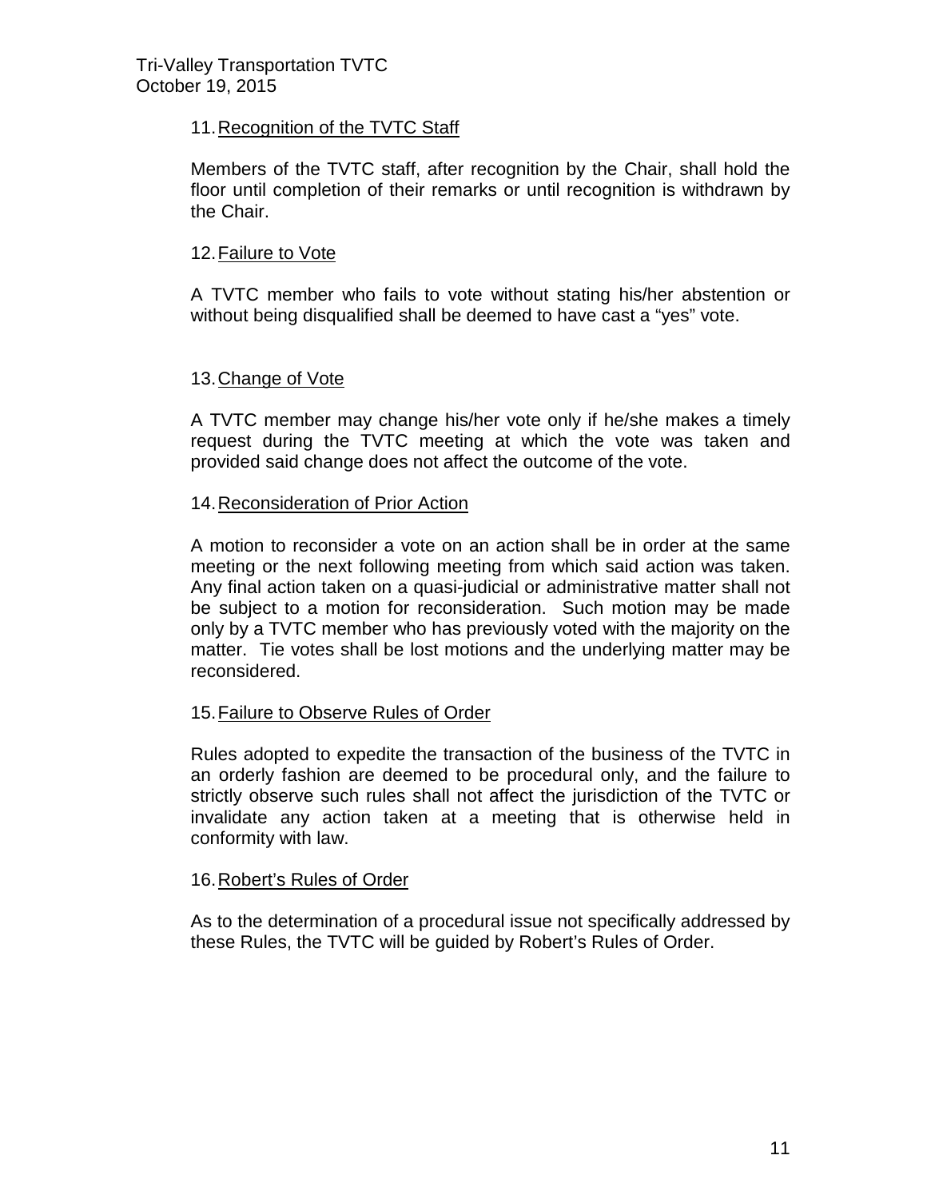11. Recognition of the TVTC Staff

Members of the TVTC staff, after recognition by the Chair, shall hold the floor until completion of their remarks or until recognition is withdrawn by the Chair.

12. Failure to Vote

A TVTC member who fails to vote without stating his/her abstention or without being disqualified shall be deemed to have cast a "yes" vote.

13. Change of Vote

A TVTC member may change his/her vote only if he/she makes a timely request during the TVTC meeting at which the vote was taken and provided said change does not affect the outcome of the vote.

14. Reconsideration of Prior Action

A motion to reconsider a vote on an action shall be in order at the same meeting or the next following meeting from which said action was taken. Any final action taken on a quasi-judicial or administrative matter shall not be subject to a motion for reconsideration. Such motion may be made only by a TVTC member who has previously voted with the majority on the matter. Tie votes shall be lost motions and the underlying matter may be reconsidered.

15. Failure to Observe Rules of Order

Rules adopted to expedite the transaction of the business of the TVTC in an orderly fashion are deemed to be procedural only, and the failure to strictly observe such rules shall not affect the jurisdiction of the TVTC or invalidate any action taken at a meeting that is otherwise held in conformity with law.

16. Robert's Rules of Order

As to the determination of a procedural issue not specifically addressed by these Rules, the TVTC will be guided by Robert's Rules of Order.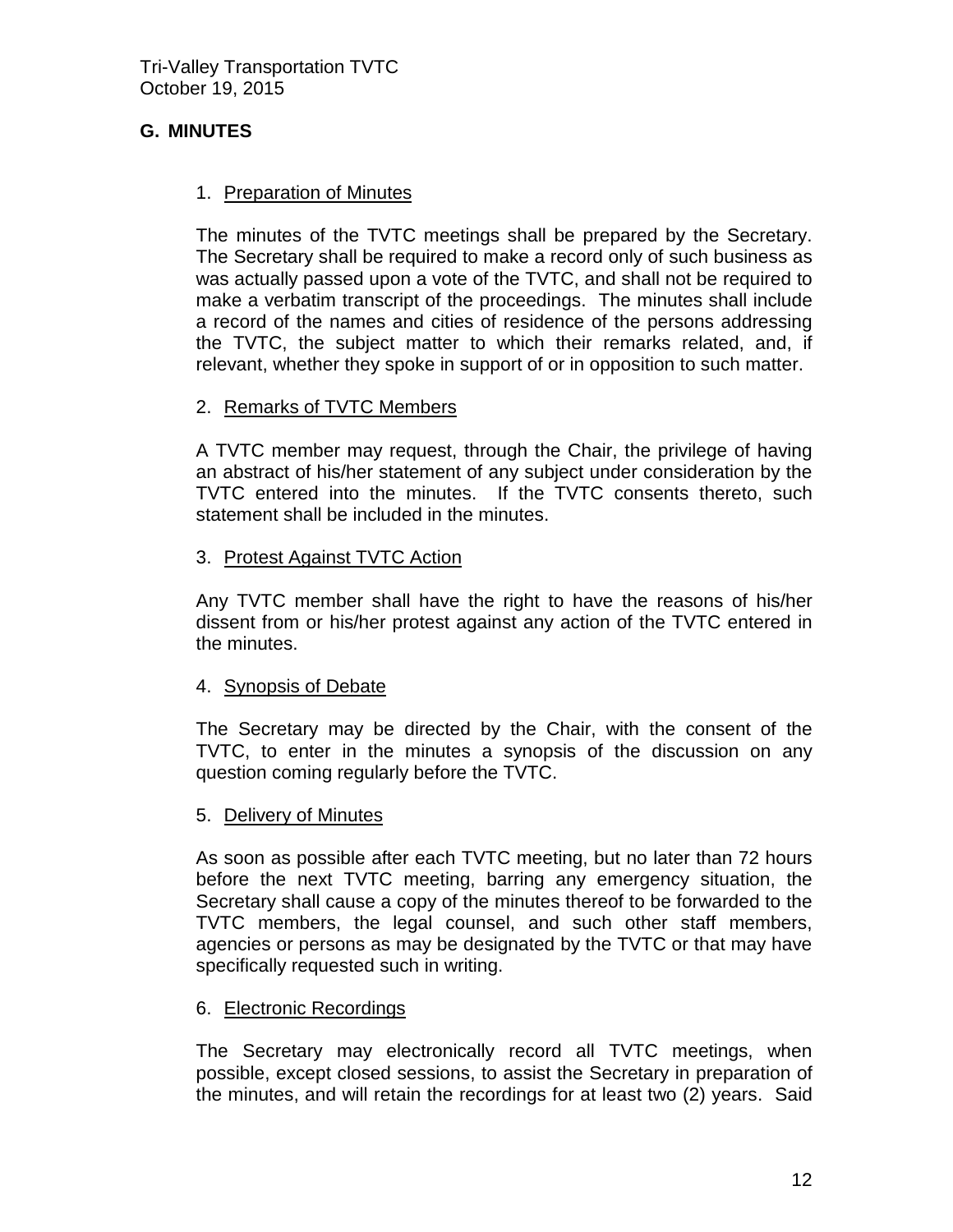## G. MINUTES

1. Preparation of Minutes

The minutes of the TVTC meetings shall be prepared by the Secretary. The Secretary shall be required to make a record only of such business as was actually passed upon a vote of the TVTC, and shall not be required to make a verbatim transcript of the proceedings. The minutes shall include a record of the names and cities of residence of the persons addressing the TVTC, the subject matter to which their remarks related, and, if relevant, whether they spoke in support of or in opposition to such matter.

2. Remarks of TVTC Members

A TVTC member may request, through the Chair, the privilege of having an abstract of his/her statement of any subject under consideration by the TVTC entered into the minutes. If the TVTC consents thereto, such statement shall be included in the minutes.

3. Protest Against TVTC Action

Any TVTC member shall have the right to have the reasons of his/her dissent from or his/her protest against any action of the TVTC entered in the minutes.

4. Synopsis of Debate

The Secretary may be directed by the Chair, with the consent of the TVTC, to enter in the minutes a synopsis of the discussion on any question coming regularly before the TVTC.

5. Delivery of Minutes

As soon as possible after each TVTC meeting, but no later than 72 hours before the next TVTC meeting, barring any emergency situation, the Secretary shall cause a copy of the minutes thereof to be forwarded to the TVTC members, the legal counsel, and such other staff members, agencies or persons as may be designated by the TVTC or that may have specifically requested such in writing.

6. Electronic Recordings

The Secretary may electronically record all TVTC meetings, when possible, except closed sessions, to assist the Secretary in preparation of the minutes, and will retain the recordings for at least two (2) years. Said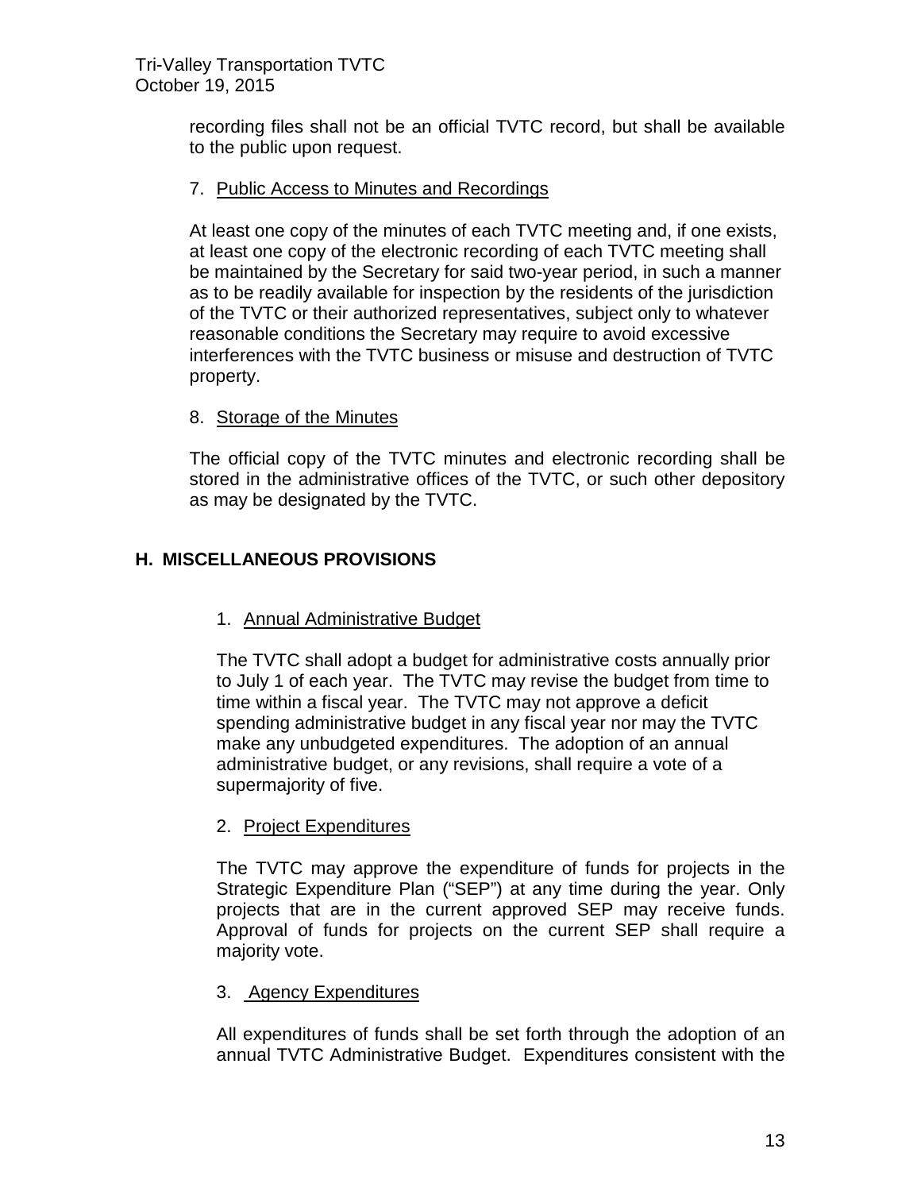recording files shall not be an official TVTC record, but shall be available to the public upon request.

7. Public Access to Minutes and Recordings

At least one copy of the minutes of each TVTC meeting and, if one exists, at least one copy of the electronic recording of each TVTC meeting shall be maintained by the Secretary for said two-year period, in such a manner as to be readily available for inspection by the residents of the jurisdiction of the TVTC or their authorized representatives, subject only to whatever reasonable conditions the Secretary may require to avoid excessive interferences with the TVTC business or misuse and destruction of TVTC property.

8. Storage of the Minutes

The official copy of the TVTC minutes and electronic recording shall be stored in the administrative offices of the TVTC, or such other depository as may be designated by the TVTC.

## H. MISCELLANEOUS PROVISIONS

1. Annual Administrative Budget

The TVTC shall adopt a budget for administrative costs annually prior to July 1 of each year. The TVTC may revise the budget from time to time within a fiscal year. The TVTC may not approve a deficit spending administrative budget in any fiscal year nor may the TVTC make any unbudgeted expenditures. The adoption of an annual administrative budget, or any revisions, shall require a vote of a supermajority of five.

2. Project Expenditures

The TVTC may approve the expenditure of funds for projects in the Strategic Expenditure Plan ("SEP") at any time during the year. Only projects that are in the current approved SEP may receive funds. Approval of funds for projects on the current SEP shall require a majority vote.

3. Agency Expenditures

All expenditures of funds shall be set forth through the adoption of an annual TVTC Administrative Budget. Expenditures consistent with the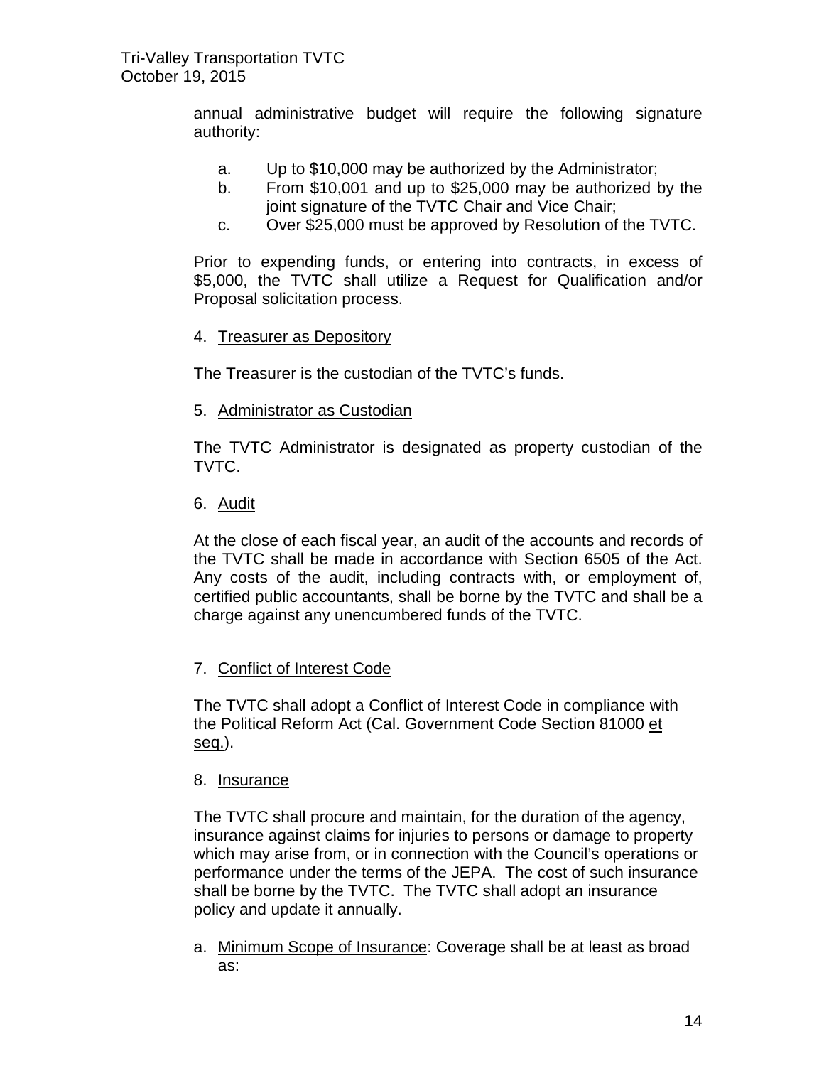annual administrative budget will require the following signature authority:

a. Up to $10,000 may be authorized by the Administrator;
b. From $10,001 and up to $25,000 may be authorized by the joint signature of the TVTC Chair and Vice Chair;
c. Over $25,000 must be approved by Resolution of the TVTC.

Prior to expending funds, or entering into contracts, in excess of $5,000, the TVTC shall utilize a Request for Qualification and/or Proposal solicitation process.

4. <u>Treasurer as Depository</u>

The Treasurer is the custodian of the TVTC's funds.

5. <u>Administrator as Custodian</u>

The TVTC Administrator is designated as property custodian of the TVTC.

6. <u>Audit</u>

At the close of each fiscal year, an audit of the accounts and records of the TVTC shall be made in accordance with Section 6505 of the Act. Any costs of the audit, including contracts with, or employment of, certified public accountants, shall be borne by the TVTC and shall be a charge against any unencumbered funds of the TVTC.

7. <u>Conflict of Interest Code</u>

The TVTC shall adopt a Conflict of Interest Code in compliance with the Political Reform Act (Cal. Government Code Section 81000 <u>et seq.</u>).

8. <u>Insurance</u>

The TVTC shall procure and maintain, for the duration of the agency, insurance against claims for injuries to persons or damage to property which may arise from, or in connection with the Council's operations or performance under the terms of the JEPA. The cost of such insurance shall be borne by the TVTC. The TVTC shall adopt an insurance policy and update it annually.

a. <u>Minimum Scope of Insurance</u>: Coverage shall be at least as broad as: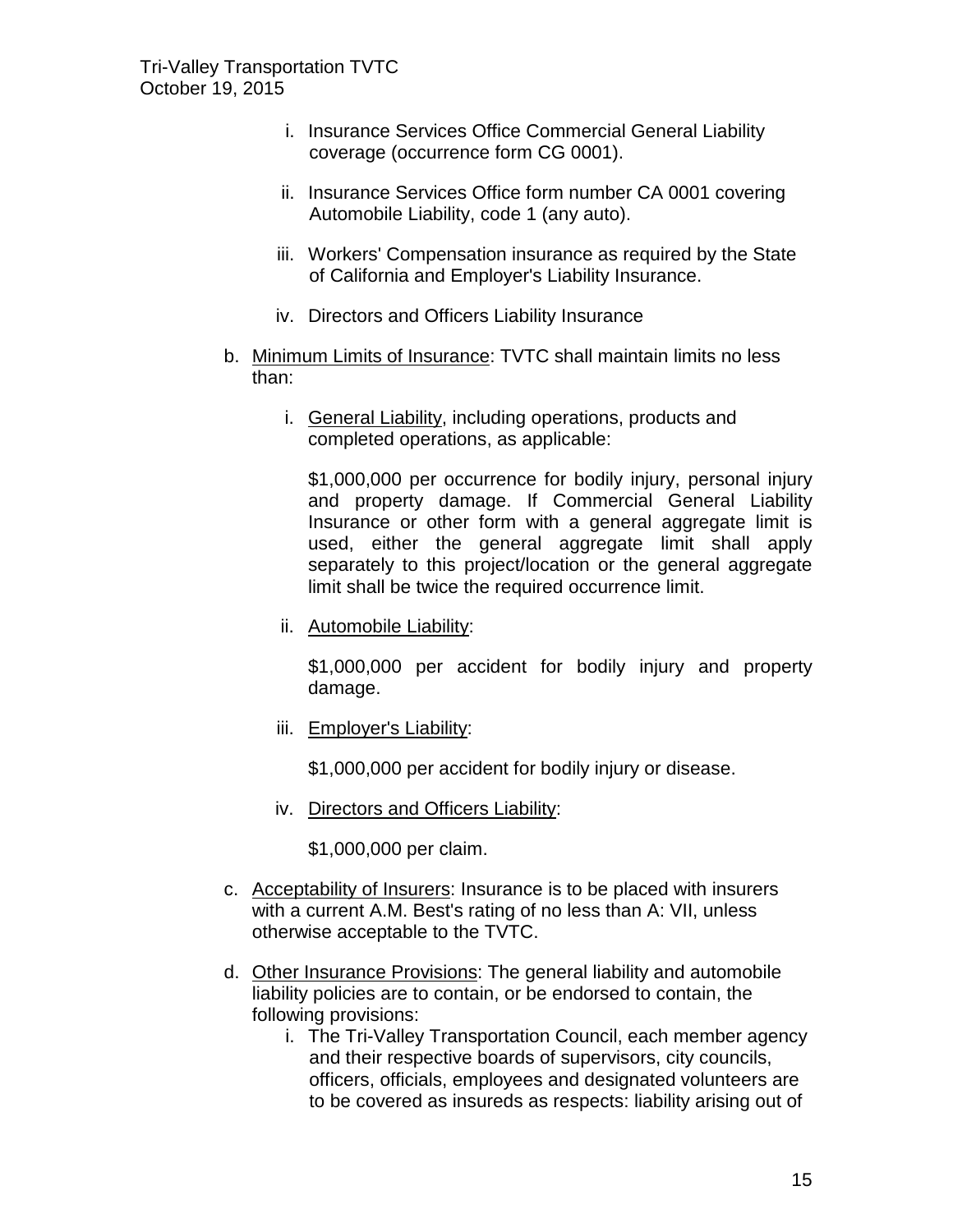i. Insurance Services Office Commercial General Liability coverage (occurrence form CG 0001).

ii. Insurance Services Office form number CA 0001 covering Automobile Liability, code 1 (any auto).

iii. Workers' Compensation insurance as required by the State of California and Employer's Liability Insurance.

iv. Directors and Officers Liability Insurance

b. Minimum Limits of Insurance: TVTC shall maintain limits no less than:

   i. General Liability, including operations, products and completed operations, as applicable:

   $1,000,000 per occurrence for bodily injury, personal injury and property damage. If Commercial General Liability Insurance or other form with a general aggregate limit is used, either the general aggregate limit shall apply separately to this project/location or the general aggregate limit shall be twice the required occurrence limit.

   ii. Automobile Liability:

   $1,000,000 per accident for bodily injury and property damage.

   iii. Employer's Liability:

   $1,000,000 per accident for bodily injury or disease.

   iv. Directors and Officers Liability:

   $1,000,000 per claim.

c. Acceptability of Insurers: Insurance is to be placed with insurers with a current A.M. Best's rating of no less than A: VII, unless otherwise acceptable to the TVTC.

d. Other Insurance Provisions: The general liability and automobile liability policies are to contain, or be endorsed to contain, the following provisions:

   i. The Tri-Valley Transportation Council, each member agency and their respective boards of supervisors, city councils, officers, officials, employees and designated volunteers are to be covered as insureds as respects: liability arising out of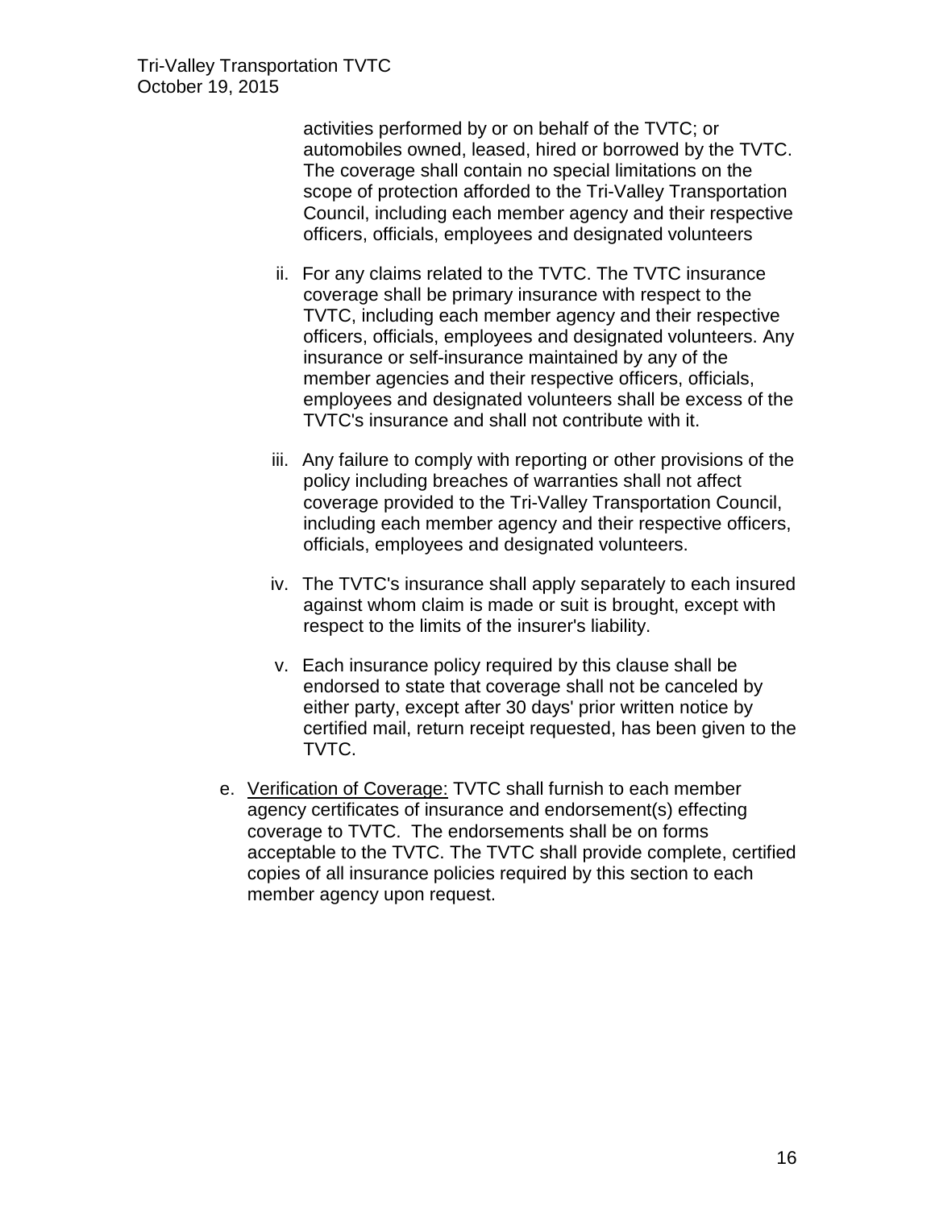activities performed by or on behalf of the TVTC; or automobiles owned, leased, hired or borrowed by the TVTC. The coverage shall contain no special limitations on the scope of protection afforded to the Tri-Valley Transportation Council, including each member agency and their respective officers, officials, employees and designated volunteers

ii. For any claims related to the TVTC. The TVTC insurance coverage shall be primary insurance with respect to the TVTC, including each member agency and their respective officers, officials, employees and designated volunteers. Any insurance or self-insurance maintained by any of the member agencies and their respective officers, officials, employees and designated volunteers shall be excess of the TVTC's insurance and shall not contribute with it.

iii. Any failure to comply with reporting or other provisions of the policy including breaches of warranties shall not affect coverage provided to the Tri-Valley Transportation Council, including each member agency and their respective officers, officials, employees and designated volunteers.

iv. The TVTC's insurance shall apply separately to each insured against whom claim is made or suit is brought, except with respect to the limits of the insurer's liability.

v. Each insurance policy required by this clause shall be endorsed to state that coverage shall not be canceled by either party, except after 30 days' prior written notice by certified mail, return receipt requested, has been given to the TVTC.

e. Verification of Coverage: TVTC shall furnish to each member agency certificates of insurance and endorsement(s) effecting coverage to TVTC. The endorsements shall be on forms acceptable to the TVTC. The TVTC shall provide complete, certified copies of all insurance policies required by this section to each member agency upon request.